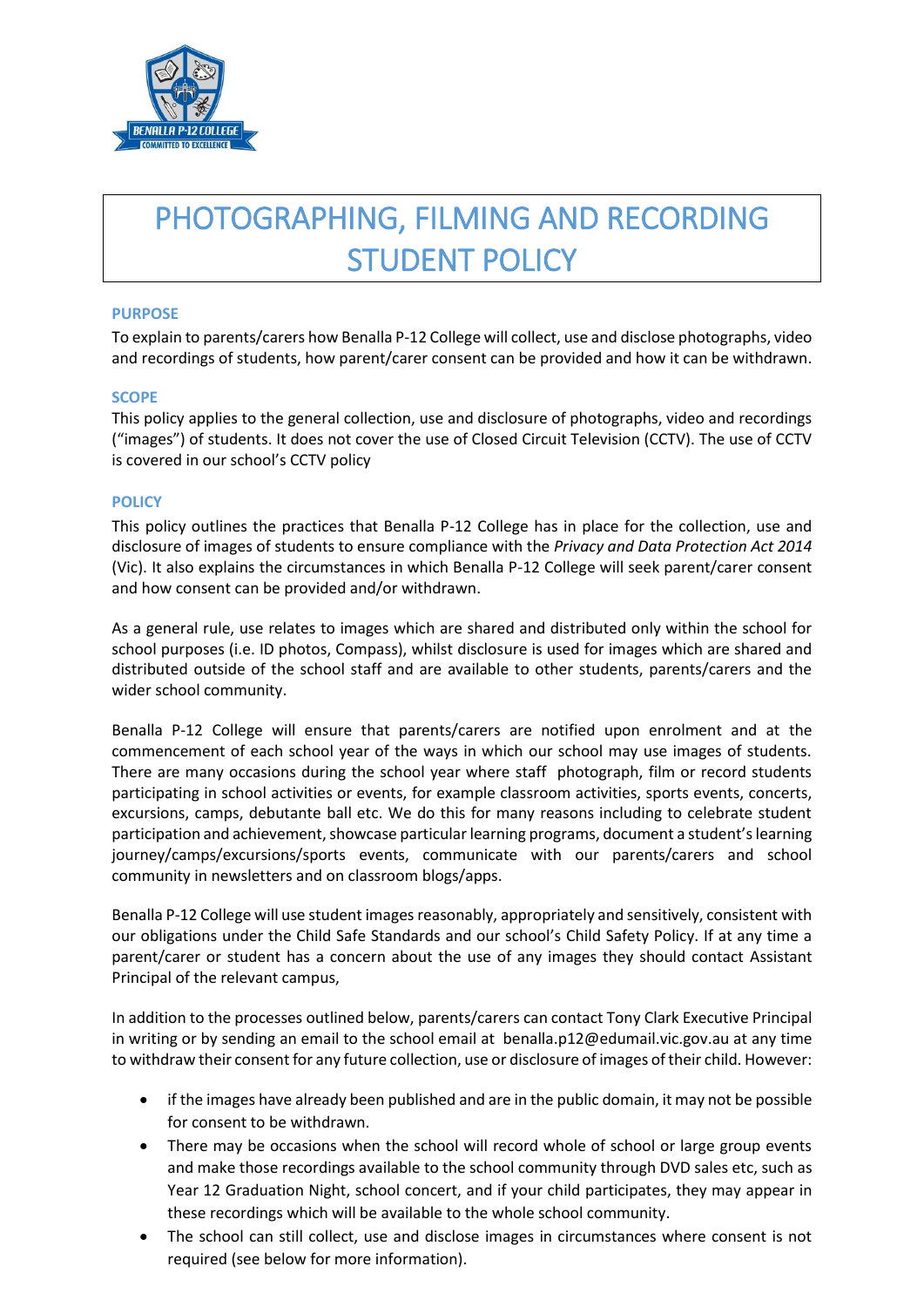# PHOTOGRAPHING, FILMING AND RECORDING STUDENT POLICY

## PURPOSE

To explain to parents/carers how Benalla P-12 College will collect, use and disclose photographs, video and recordings of students, how parent/carer consent can be provided and how it can be withdrawn.

## SCOPE

This policy applies to the general collection, use and disclosure of photographs, video and recordings ("images") of students. It does not cover the use of Closed Circuit Television (CCTV). The use of CCTV is covered in our school's CCTV policy

## POLICY

This policy outlines the practices that Benalla P-12 College has in place for the collection, use and disclosure of images of students to ensure compliance with the *Privacy and Data Protection Act 2014* (Vic). It also explains the circumstances in which Benalla P-12 College will seek parent/carer consent and how consent can be provided and/or withdrawn.

As a general rule, use relates to images which are shared and distributed only within the school for school purposes (i.e. ID photos, Compass), whilst disclosure is used for images which are shared and distributed outside of the school staff and are available to other students, parents/carers and the wider school community.

Benalla P-12 College will ensure that parents/carers are notified upon enrolment and at the commencement of each school year of the ways in which our school may use images of students. There are many occasions during the school year where staff photograph, film or record students participating in school activities or events, for example classroom activities, sports events, concerts, excursions, camps, debutante ball etc. We do this for many reasons including to celebrate student participation and achievement, showcase particular learning programs, document a student's learning journey/camps/excursions/sports events, communicate with our parents/carers and school community in newsletters and on classroom blogs/apps.

Benalla P-12 College will use student images reasonably, appropriately and sensitively, consistent with our obligations under the Child Safe Standards and our school's Child Safety Policy. If at any time a parent/carer or student has a concern about the use of any images they should contact Assistant Principal of the relevant campus,

In addition to the processes outlined below, parents/carers can contact Tony Clark Executive Principal in writing or by sending an email to the school email at benalla.p12@edumail.vic.gov.au at any time to withdraw their consent for any future collection, use or disclosure of images of their child. However:

- if the images have already been published and are in the public domain, it may not be possible for consent to be withdrawn.
- There may be occasions when the school will record whole of school or large group events and make those recordings available to the school community through DVD sales etc, such as Year 12 Graduation Night, school concert, and if your child participates, they may appear in these recordings which will be available to the whole school community.
- The school can still collect, use and disclose images in circumstances where consent is not required (see below for more information).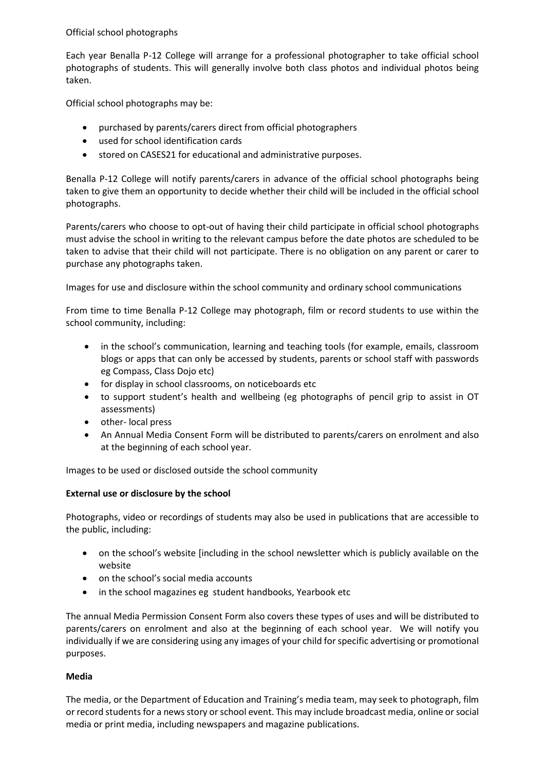Official school photographs

Each year Benalla P-12 College will arrange for a professional photographer to take official school photographs of students. This will generally involve both class photos and individual photos being taken.

Official school photographs may be:

- purchased by parents/carers direct from official photographers
- used for school identification cards
- stored on CASES21 for educational and administrative purposes.

Benalla P-12 College will notify parents/carers in advance of the official school photographs being taken to give them an opportunity to decide whether their child will be included in the official school photographs.

Parents/carers who choose to opt-out of having their child participate in official school photographs must advise the school in writing to the relevant campus before the date photos are scheduled to be taken to advise that their child will not participate. There is no obligation on any parent or carer to purchase any photographs taken.

Images for use and disclosure within the school community and ordinary school communications

From time to time Benalla P-12 College may photograph, film or record students to use within the school community, including:

- in the school's communication, learning and teaching tools (for example, emails, classroom blogs or apps that can only be accessed by students, parents or school staff with passwords eg Compass, Class Dojo etc)
- for display in school classrooms, on noticeboards etc
- to support student's health and wellbeing (eg photographs of pencil grip to assist in OT assessments)
- other- local press
- An Annual Media Consent Form will be distributed to parents/carers on enrolment and also at the beginning of each school year.

Images to be used or disclosed outside the school community

**External use or disclosure by the school**

Photographs, video or recordings of students may also be used in publications that are accessible to the public, including:

- on the school's website [including in the school newsletter which is publicly available on the website
- on the school's social media accounts
- in the school magazines eg student handbooks, Yearbook etc

The annual Media Permission Consent Form also covers these types of uses and will be distributed to parents/carers on enrolment and also at the beginning of each school year. We will notify you individually if we are considering using any images of your child for specific advertising or promotional purposes.

**Media**

The media, or the Department of Education and Training's media team, may seek to photograph, film or record students for a news story or school event. This may include broadcast media, online or social media or print media, including newspapers and magazine publications.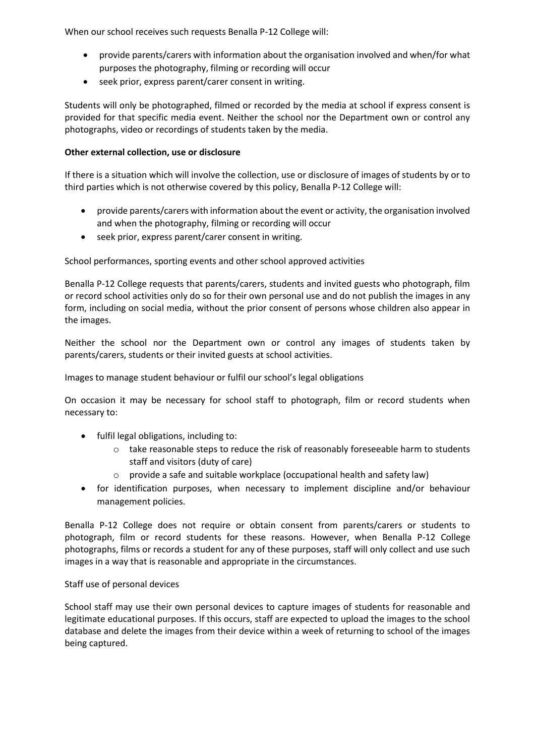When our school receives such requests Benalla P-12 College will:

- provide parents/carers with information about the organisation involved and when/for what purposes the photography, filming or recording will occur
- seek prior, express parent/carer consent in writing.

Students will only be photographed, filmed or recorded by the media at school if express consent is provided for that specific media event. Neither the school nor the Department own or control any photographs, video or recordings of students taken by the media.

**Other external collection, use or disclosure**

If there is a situation which will involve the collection, use or disclosure of images of students by or to third parties which is not otherwise covered by this policy, Benalla P-12 College will:

- provide parents/carers with information about the event or activity, the organisation involved and when the photography, filming or recording will occur
- seek prior, express parent/carer consent in writing.

School performances, sporting events and other school approved activities

Benalla P-12 College requests that parents/carers, students and invited guests who photograph, film or record school activities only do so for their own personal use and do not publish the images in any form, including on social media, without the prior consent of persons whose children also appear in the images.

Neither the school nor the Department own or control any images of students taken by parents/carers, students or their invited guests at school activities.

Images to manage student behaviour or fulfil our school's legal obligations

On occasion it may be necessary for school staff to photograph, film or record students when necessary to:

- fulfil legal obligations, including to:
  - take reasonable steps to reduce the risk of reasonably foreseeable harm to students staff and visitors (duty of care)
  - provide a safe and suitable workplace (occupational health and safety law)
- for identification purposes, when necessary to implement discipline and/or behaviour management policies.

Benalla P-12 College does not require or obtain consent from parents/carers or students to photograph, film or record students for these reasons. However, when Benalla P-12 College photographs, films or records a student for any of these purposes, staff will only collect and use such images in a way that is reasonable and appropriate in the circumstances.

Staff use of personal devices

School staff may use their own personal devices to capture images of students for reasonable and legitimate educational purposes. If this occurs, staff are expected to upload the images to the school database and delete the images from their device within a week of returning to school of the images being captured.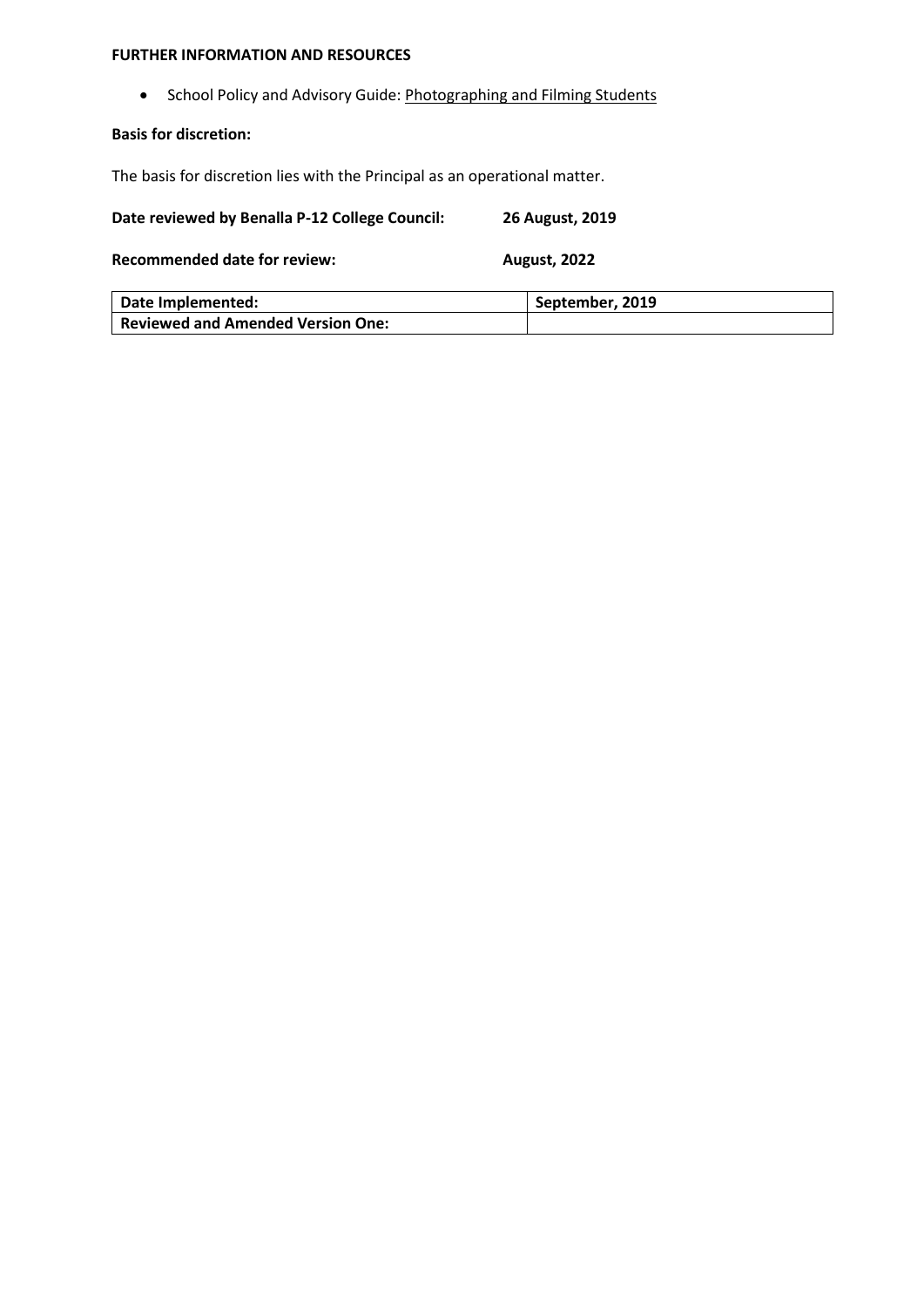**FURTHER INFORMATION AND RESOURCES**

- School Policy and Advisory Guide: Photographing and Filming Students

**Basis for discretion:**

The basis for discretion lies with the Principal as an operational matter.

**Date reviewed by Benalla P-12 College Council:** **26 August, 2019**

**Recommended date for review:** **August, 2022**

| | |
|---|---|
| **Date Implemented:** | **September, 2019** |
| **Reviewed and Amended Version One:** | |